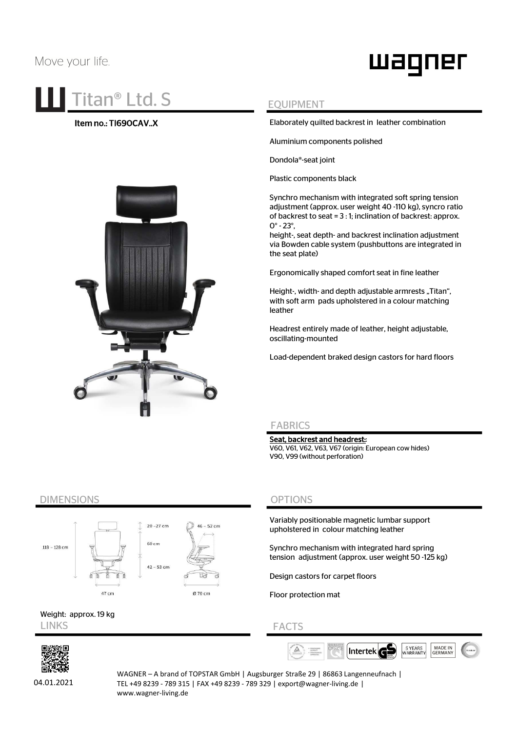Move your life.

wagner

# Titan® Ltd. S

**Item no.: TI690CAV..X**

## EQUIPMENT

Elaborately quilted backrest in leather combination

Aluminium components polished

Dondola®-seat joint

Plastic components black

Synchro mechanism with integrated soft spring tension adjustment (approx. user weight 40 -110 kg), syncro ratio of backrest to seat = 3 : 1; inclination of backrest: approx. 0° - 23°,
height-, seat depth- and backrest inclination adjustment via Bowden cable system (pushbuttons are integrated in the seat plate)

Ergonomically shaped comfort seat in fine leather

Height-, width- and depth adjustable armrests „Titan", with soft arm pads upholstered in a colour matching leather

Headrest entirely made of leather, height adjustable, oscillating-mounted

Load-dependent braked design castors for hard floors

## FABRICS

**Seat, backrest and headrest:**
V60, V61, V62, V63, V67 (origin: European cow hides)
V90, V99 (without perforation)

## DIMENSIONS

118 – 128 cm
20 – 27 cm
60 cm
42 – 53 cm
47 cm
46 – 52 cm
Ø 70 cm

Weight: approx. 19 kg

## OPTIONS

Variably positionable magnetic lumbar support upholstered in colour matching leather

Synchro mechanism with integrated hard spring tension adjustment (approx. user weight 50 -125 kg)

Design castors for carpet floors

Floor protection mat

## LINKS

## FACTS

Intertek GS | 5 YEARS WARRANTY | MADE IN GERMANY

04.01.2021

WAGNER – A brand of TOPSTAR GmbH | Augsburger Straße 29 | 86863 Langenneufnach | TEL +49 8239 - 789 315 | FAX +49 8239 - 789 329 | export@wagner-living.de | www.wagner-living.de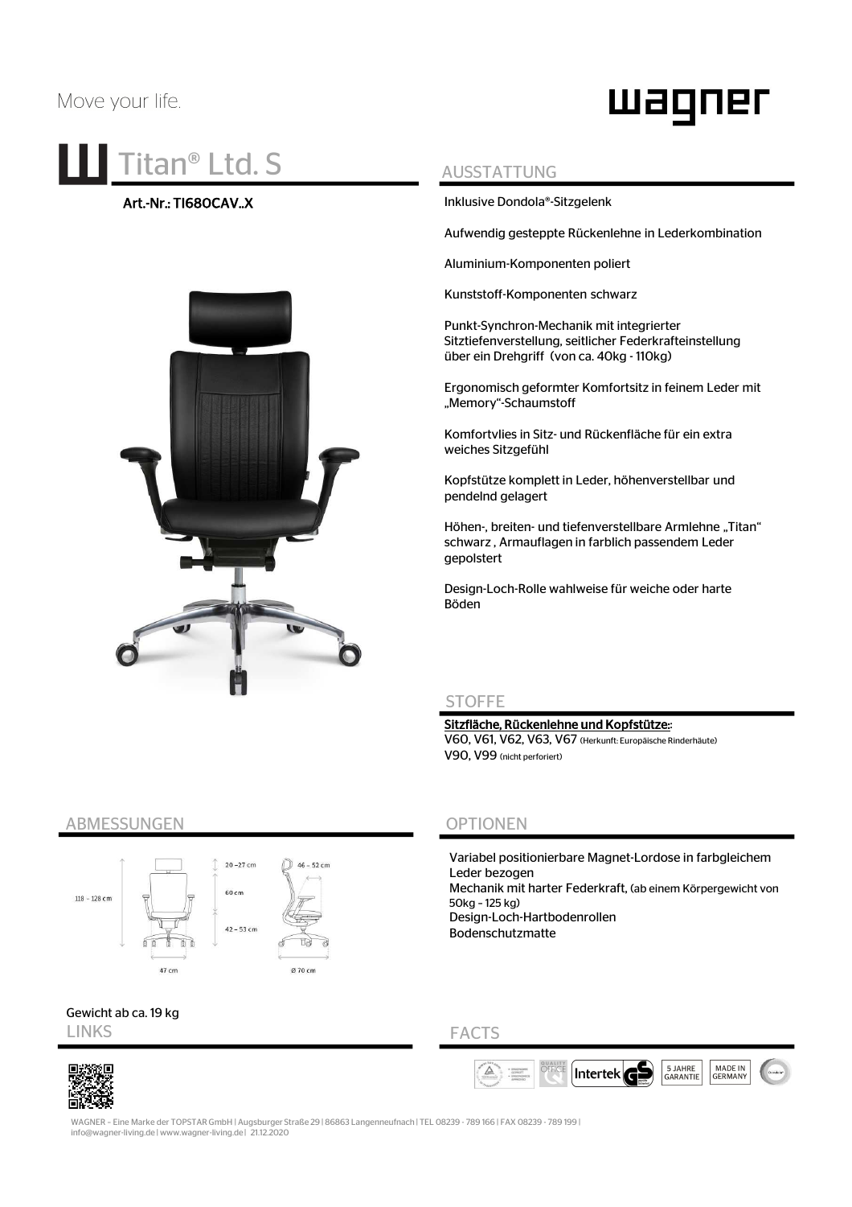Move your life.

wagner

# Titan® Ltd. S

Art.-Nr.: TI680CAV..X

## AUSSTATTUNG

Inklusive Dondola®-Sitzgelenk

Aufwendig gesteppte Rückenlehne in Lederkombination

Aluminium-Komponenten poliert

Kunststoff-Komponenten schwarz

Punkt-Synchron-Mechanik mit integrierter Sitztiefenverstellung, seitlicher Federkrafteinstellung über ein Drehgriff (von ca. 40kg - 110kg)

Ergonomisch geformter Komfortsitz in feinem Leder mit „Memory"-Schaumstoff

Komfortvlies in Sitz- und Rückenfläche für ein extra weiches Sitzgefühl

Kopfstütze komplett in Leder, höhenverstellbar und pendelnd gelagert

Höhen-, breiten- und tiefenverstellbare Armlehne „Titan" schwarz , Armauflagen in farblich passendem Leder gepolstert

Design-Loch-Rolle wahlweise für weiche oder harte Böden

## STOFFE

**Sitzfläche, Rückenlehne und Kopfstütze:**
V60, V61, V62, V63, V67 (Herkunft: Europäische Rinderhäute)
V90, V99 (nicht perforiert)

## ABMESSUNGEN

118 – 128 cm
20 – 27 cm
60 cm
42 – 53 cm
46 – 52 cm
47 cm
Ø 70 cm

Gewicht ab ca. 19 kg

## OPTIONEN

Variabel positionierbare Magnet-Lordose in farbgleichem Leder bezogen
Mechanik mit harter Federkraft, (ab einem Körpergewicht von 50kg – 125 kg)
Design-Loch-Hartbodenrollen
Bodenschutzmatte

## LINKS

## FACTS

Intertek GS
5 JAHRE GARANTIE
MADE IN GERMANY

WAGNER – Eine Marke der TOPSTAR GmbH | Augsburger Straße 29 | 86863 Langenneufnach | TEL 08239 - 789 166 | FAX 08239 - 789 199 | info@wagner-living.de | www.wagner-living.de | 21.12.2020